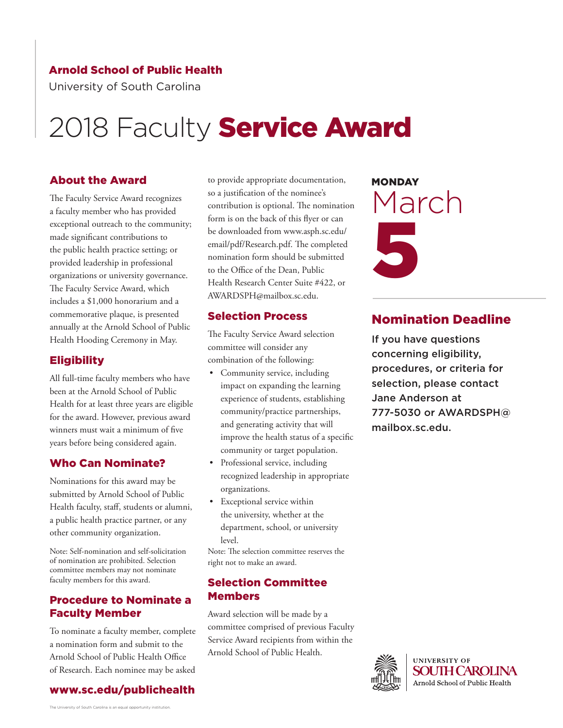**Arnold School of Public Health**

University of South Carolina

# 2018 Faculty **Service Award**

## About the Award

The Faculty Service Award recognizes a faculty member who has provided exceptional outreach to the community; made significant contributions to the public health practice setting; or provided leadership in professional organizations or university governance. The Faculty Service Award, which includes a $1,000 honorarium and a commemorative plaque, is presented annually at the Arnold School of Public Health Hooding Ceremony in May.

## Eligibility

All full-time faculty members who have been at the Arnold School of Public Health for at least three years are eligible for the award. However, previous award winners must wait a minimum of five years before being considered again.

## Who Can Nominate?

Nominations for this award may be submitted by Arnold School of Public Health faculty, staff, students or alumni, a public health practice partner, or any other community organization.

Note: Self-nomination and self-solicitation of nomination are prohibited. Selection committee members may not nominate faculty members for this award.

## Procedure to Nominate a Faculty Member

To nominate a faculty member, complete a nomination form and submit to the Arnold School of Public Health Office of Research. Each nominee may be asked to provide appropriate documentation, so a justification of the nominee's contribution is optional. The nomination form is on the back of this flyer or can be downloaded from www.asph.sc.edu/email/pdf/Research.pdf. The completed nomination form should be submitted to the Office of the Dean, Public Health Research Center Suite #422, or AWARDSPH@mailbox.sc.edu.

## Selection Process

The Faculty Service Award selection committee will consider any combination of the following:

- Community service, including impact on expanding the learning experience of students, establishing community/practice partnerships, and generating activity that will improve the health status of a specific community or target population.
- Professional service, including recognized leadership in appropriate organizations.
- Exceptional service within the university, whether at the department, school, or university level.

Note: The selection committee reserves the right not to make an award.

## Selection Committee Members

Award selection will be made by a committee comprised of previous Faculty Service Award recipients from within the Arnold School of Public Health.

**MONDAY**

March

**5**

## Nomination Deadline

If you have questions concerning eligibility, procedures, or criteria for selection, please contact Jane Anderson at 777-5030 or AWARDSPH@mailbox.sc.edu.

**www.sc.edu/publichealth**

UNIVERSITY OF SOUTH CAROLINA
Arnold School of Public Health

The University of South Carolina is an equal opportunity institution.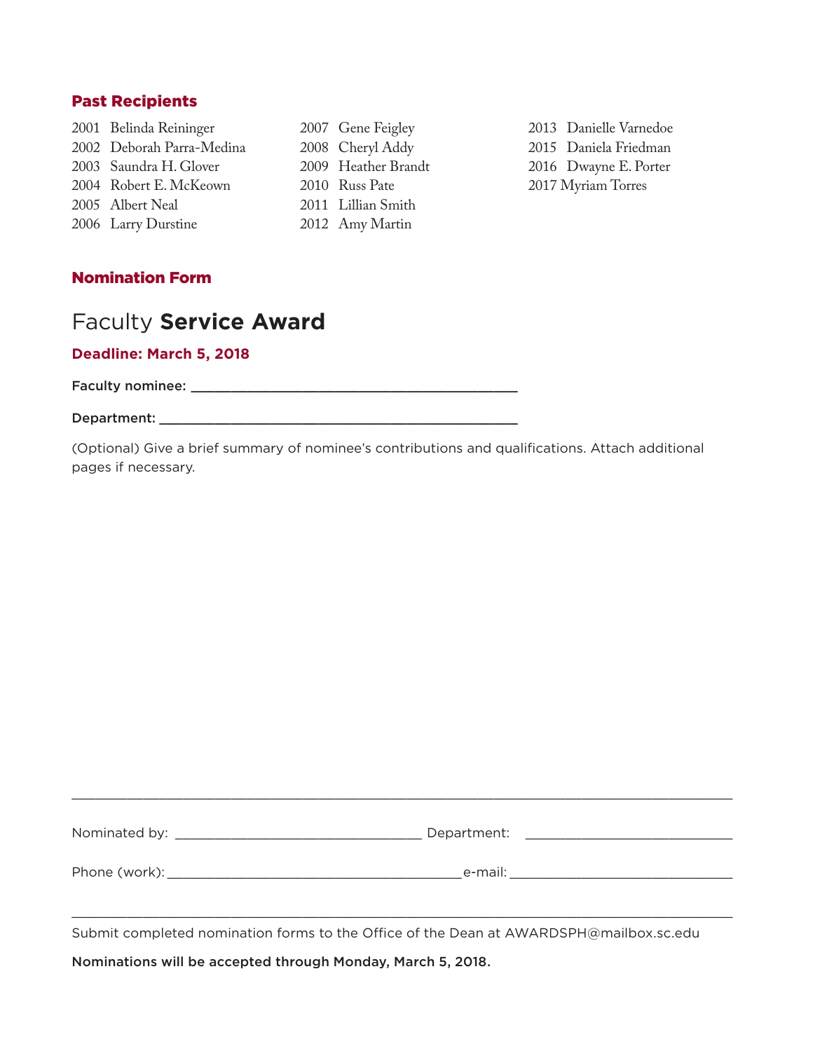## Past Recipients

2001 Belinda Reininger
2002 Deborah Parra-Medina
2003 Saundra H. Glover
2004 Robert E. McKeown
2005 Albert Neal
2006 Larry Durstine
2007 Gene Feigley
2008 Cheryl Addy
2009 Heather Brandt
2010 Russ Pate
2011 Lillian Smith
2012 Amy Martin
2013 Danielle Varnedoe
2015 Daniela Friedman
2016 Dwayne E. Porter
2017 Myriam Torres

## Nomination Form

# Faculty **Service Award**

**Deadline: March 5, 2018**

Faculty nominee: ___________________________________________

Department: _______________________________________________

(Optional) Give a brief summary of nominee's contributions and qualifications. Attach additional pages if necessary.

_____________________________________________________________________________

Nominated by: ________________________________ Department: ___________________________

Phone (work): _______________________________________ e-mail: _____________________________

_____________________________________________________________________________

Submit completed nomination forms to the Office of the Dean at AWARDSPH@mailbox.sc.edu

**Nominations will be accepted through Monday, March 5, 2018.**